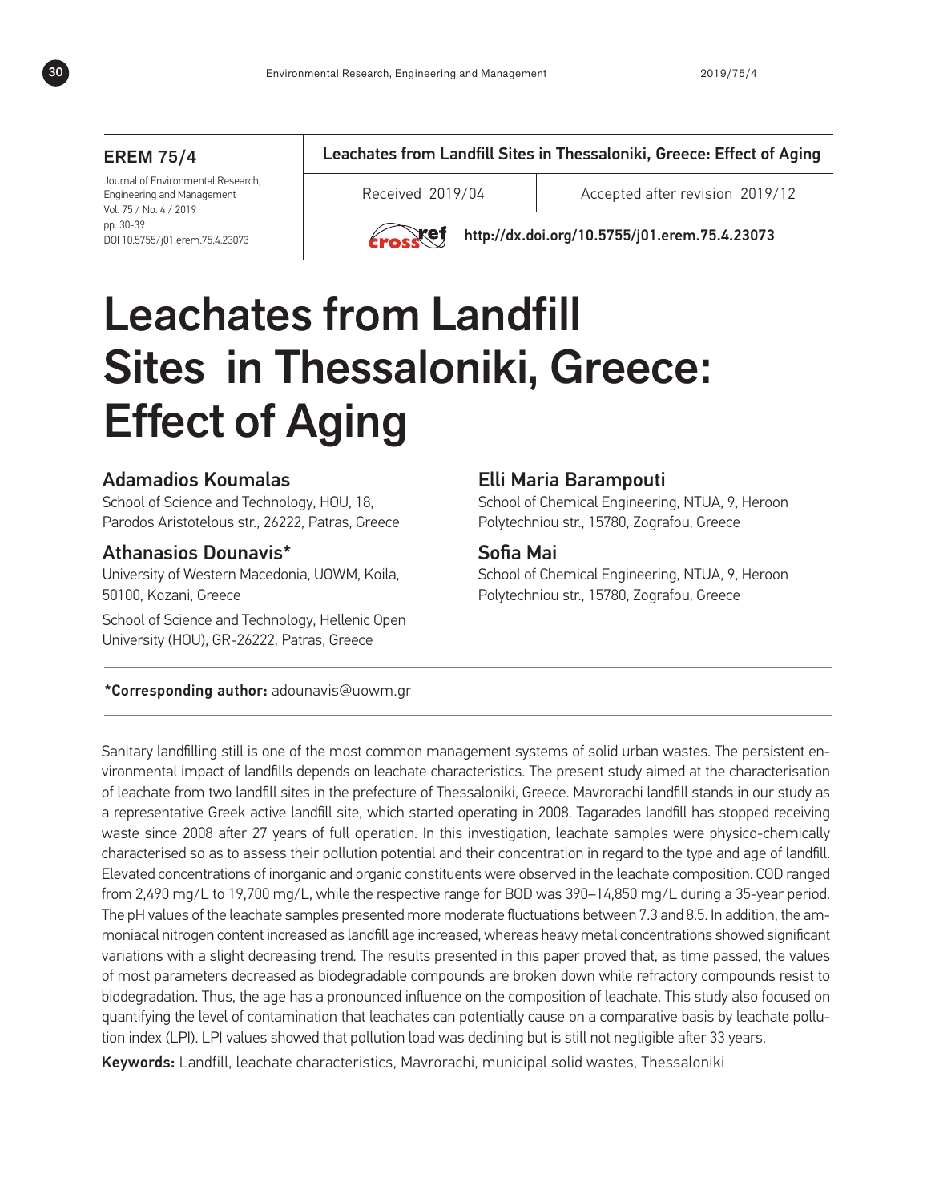**EREM 75/4**

Journal of Environmental Research, Engineering and Management
Vol. 75 / No. 4 / 2019
pp. 30-39
DOI 10.5755/j01.erem.75.4.23073

**Leachates from Landfill Sites in Thessaloniki, Greece: Effect of Aging**

Received 2019/04 | Accepted after revision 2019/12

**http://dx.doi.org/10.5755/j01.erem.75.4.23073**

# Leachates from Landfill Sites in Thessaloniki, Greece: Effect of Aging

### Adamadios Koumalas

School of Science and Technology, HOU, 18, Parodos Aristotelous str., 26222, Patras, Greece

### Athanasios Dounavis*

University of Western Macedonia, UOWM, Koila, 50100, Kozani, Greece

School of Science and Technology, Hellenic Open University (HOU), GR-26222, Patras, Greece

### Elli Maria Barampouti

School of Chemical Engineering, NTUA, 9, Heroon Polytechniou str., 15780, Zografou, Greece

### Sofia Mai

School of Chemical Engineering, NTUA, 9, Heroon Polytechniou str., 15780, Zografou, Greece

**\*Corresponding author:** adounavis@uowm.gr

Sanitary landfilling still is one of the most common management systems of solid urban wastes. The persistent environmental impact of landfills depends on leachate characteristics. The present study aimed at the characterisation of leachate from two landfill sites in the prefecture of Thessaloniki, Greece. Mavrorachi landfill stands in our study as a representative Greek active landfill site, which started operating in 2008. Tagarades landfill has stopped receiving waste since 2008 after 27 years of full operation. In this investigation, leachate samples were physico-chemically characterised so as to assess their pollution potential and their concentration in regard to the type and age of landfill. Elevated concentrations of inorganic and organic constituents were observed in the leachate composition. COD ranged from 2,490 mg/L to 19,700 mg/L, while the respective range for BOD was 390–14,850 mg/L during a 35-year period. The pH values of the leachate samples presented more moderate fluctuations between 7.3 and 8.5. In addition, the ammoniacal nitrogen content increased as landfill age increased, whereas heavy metal concentrations showed significant variations with a slight decreasing trend. The results presented in this paper proved that, as time passed, the values of most parameters decreased as biodegradable compounds are broken down while refractory compounds resist to biodegradation. Thus, the age has a pronounced influence on the composition of leachate. This study also focused on quantifying the level of contamination that leachates can potentially cause on a comparative basis by leachate pollution index (LPI). LPI values showed that pollution load was declining but is still not negligible after 33 years.

**Keywords:** Landfill, leachate characteristics, Mavrorachi, municipal solid wastes, Thessaloniki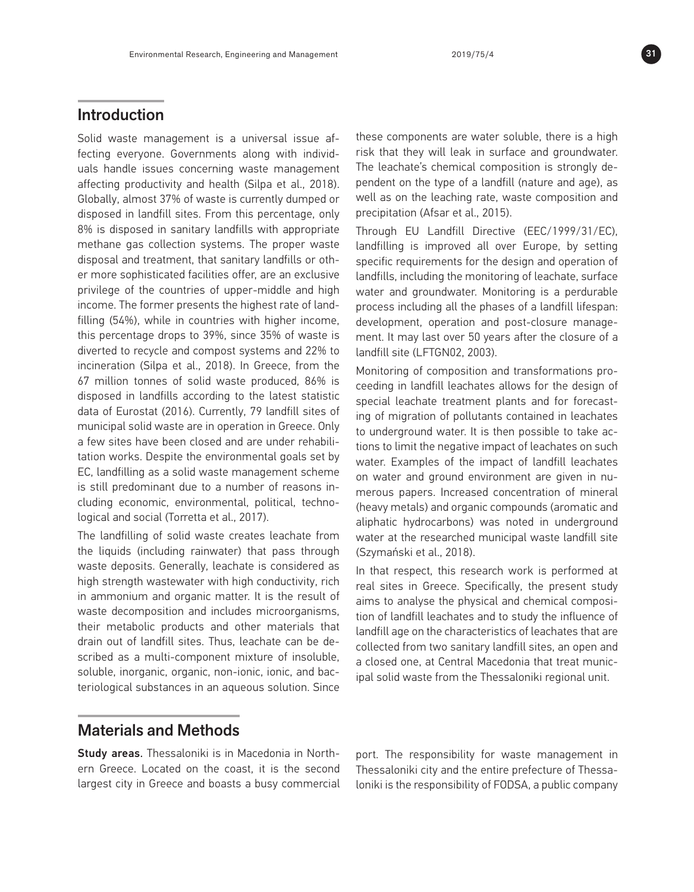## Introduction

Solid waste management is a universal issue affecting everyone. Governments along with individuals handle issues concerning waste management affecting productivity and health (Silpa et al., 2018). Globally, almost 37% of waste is currently dumped or disposed in landfill sites. From this percentage, only 8% is disposed in sanitary landfills with appropriate methane gas collection systems. The proper waste disposal and treatment, that sanitary landfills or other more sophisticated facilities offer, are an exclusive privilege of the countries of upper-middle and high income. The former presents the highest rate of landfilling (54%), while in countries with higher income, this percentage drops to 39%, since 35% of waste is diverted to recycle and compost systems and 22% to incineration (Silpa et al., 2018). In Greece, from the 67 million tonnes of solid waste produced, 86% is disposed in landfills according to the latest statistic data of Eurostat (2016). Currently, 79 landfill sites of municipal solid waste are in operation in Greece. Only a few sites have been closed and are under rehabilitation works. Despite the environmental goals set by EC, landfilling as a solid waste management scheme is still predominant due to a number of reasons including economic, environmental, political, technological and social (Torretta et al., 2017).

The landfilling of solid waste creates leachate from the liquids (including rainwater) that pass through waste deposits. Generally, leachate is considered as high strength wastewater with high conductivity, rich in ammonium and organic matter. It is the result of waste decomposition and includes microorganisms, their metabolic products and other materials that drain out of landfill sites. Thus, leachate can be described as a multi-component mixture of insoluble, soluble, inorganic, organic, non-ionic, ionic, and bacteriological substances in an aqueous solution. Since these components are water soluble, there is a high risk that they will leak in surface and groundwater. The leachate's chemical composition is strongly dependent on the type of a landfill (nature and age), as well as on the leaching rate, waste composition and precipitation (Afsar et al., 2015).

Through EU Landfill Directive (EEC/1999/31/EC), landfilling is improved all over Europe, by setting specific requirements for the design and operation of landfills, including the monitoring of leachate, surface water and groundwater. Monitoring is a perdurable process including all the phases of a landfill lifespan: development, operation and post-closure management. It may last over 50 years after the closure of a landfill site (LFTGN02, 2003).

Monitoring of composition and transformations proceeding in landfill leachates allows for the design of special leachate treatment plants and for forecasting of migration of pollutants contained in leachates to underground water. It is then possible to take actions to limit the negative impact of leachates on such water. Examples of the impact of landfill leachates on water and ground environment are given in numerous papers. Increased concentration of mineral (heavy metals) and organic compounds (aromatic and aliphatic hydrocarbons) was noted in underground water at the researched municipal waste landfill site (Szymański et al., 2018).

In that respect, this research work is performed at real sites in Greece. Specifically, the present study aims to analyse the physical and chemical composition of landfill leachates and to study the influence of landfill age on the characteristics of leachates that are collected from two sanitary landfill sites, an open and a closed one, at Central Macedonia that treat municipal solid waste from the Thessaloniki regional unit.

## Materials and Methods

**Study areas.** Thessaloniki is in Macedonia in Northern Greece. Located on the coast, it is the second largest city in Greece and boasts a busy commercial port. The responsibility for waste management in Thessaloniki city and the entire prefecture of Thessaloniki is the responsibility of FODSA, a public company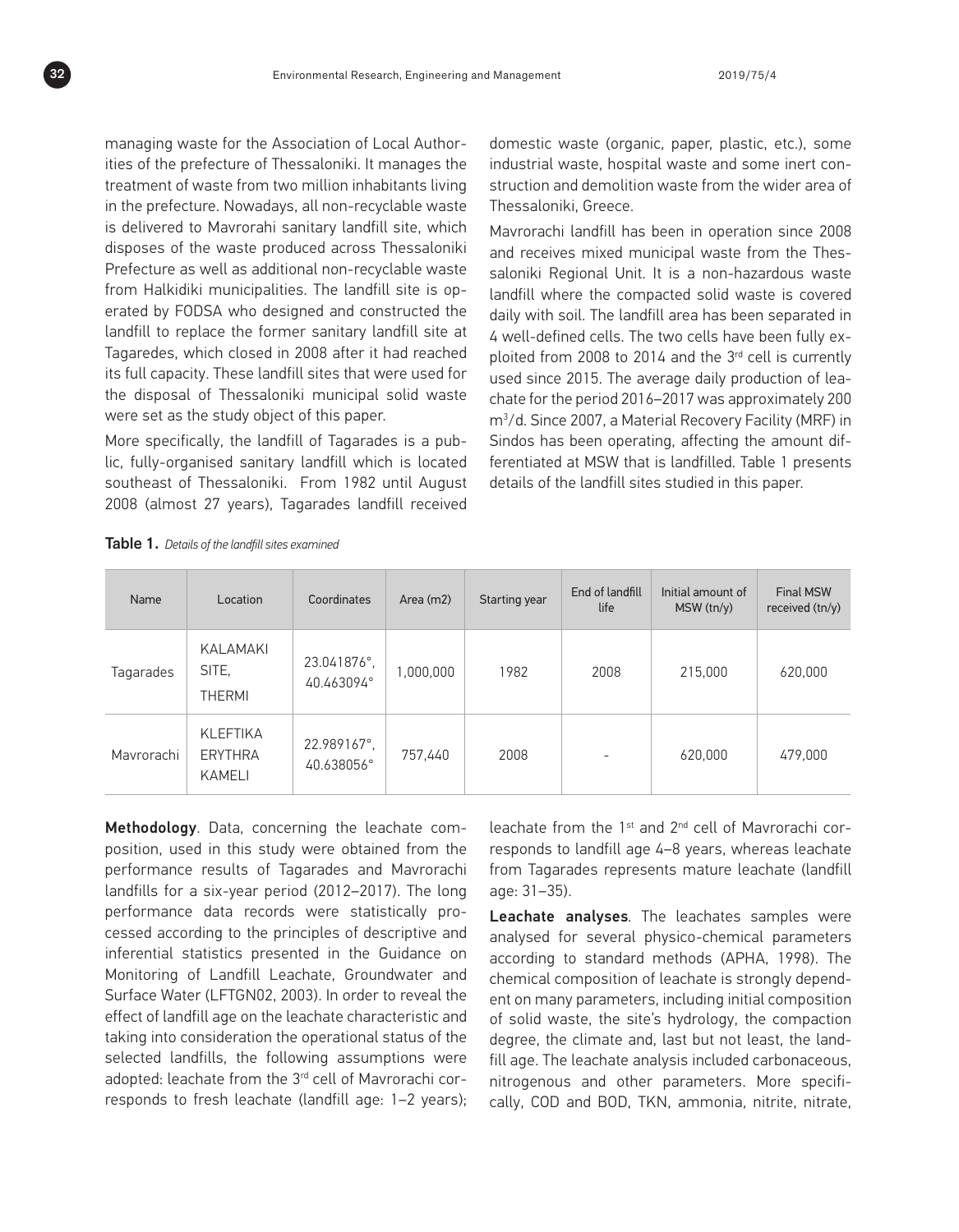managing waste for the Association of Local Authorities of the prefecture of Thessaloniki. It manages the treatment of waste from two million inhabitants living in the prefecture. Nowadays, all non-recyclable waste is delivered to Mavrorahi sanitary landfill site, which disposes of the waste produced across Thessaloniki Prefecture as well as additional non-recyclable waste from Halkidiki municipalities. The landfill site is operated by FODSA who designed and constructed the landfill to replace the former sanitary landfill site at Tagaredes, which closed in 2008 after it had reached its full capacity. These landfill sites that were used for the disposal of Thessaloniki municipal solid waste were set as the study object of this paper.

More specifically, the landfill of Tagarades is a public, fully-organised sanitary landfill which is located southeast of Thessaloniki. From 1982 until August 2008 (almost 27 years), Tagarades landfill received domestic waste (organic, paper, plastic, etc.), some industrial waste, hospital waste and some inert construction and demolition waste from the wider area of Thessaloniki, Greece.

Mavrorachi landfill has been in operation since 2008 and receives mixed municipal waste from the Thessaloniki Regional Unit. It is a non-hazardous waste landfill where the compacted solid waste is covered daily with soil. The landfill area has been separated in 4 well-defined cells. The two cells have been fully exploited from 2008 to 2014 and the 3rd cell is currently used since 2015. The average daily production of leachate for the period 2016–2017 was approximately 200 $m^3$/d. Since 2007, a Material Recovery Facility (MRF) in Sindos has been operating, affecting the amount differentiated at MSW that is landfilled. Table 1 presents details of the landfill sites studied in this paper.

**Table 1.** *Details of the landfill sites examined*

| Name | Location | Coordinates | Area (m2) | Starting year | End of landfill life | Initial amount of MSW (tn/y) | Final MSW received (tn/y) |
|---|---|---|---|---|---|---|---|
| Tagarades | KALAMAKI SITE, THERMI | 23.041876°, 40.463094° | 1,000,000 | 1982 | 2008 | 215,000 | 620,000 |
| Mavrorachi | KLEFTIKA ERYTHRA KAMELI | 22.989167°, 40.638056° | 757,440 | 2008 | - | 620,000 | 479,000 |

**Methodology**. Data, concerning the leachate composition, used in this study were obtained from the performance results of Tagarades and Mavrorachi landfills for a six-year period (2012–2017). The long performance data records were statistically processed according to the principles of descriptive and inferential statistics presented in the Guidance on Monitoring of Landfill Leachate, Groundwater and Surface Water (LFTGN02, 2003). In order to reveal the effect of landfill age on the leachate characteristic and taking into consideration the operational status of the selected landfills, the following assumptions were adopted: leachate from the 3rd cell of Mavrorachi corresponds to fresh leachate (landfill age: 1–2 years); leachate from the 1st and 2nd cell of Mavrorachi corresponds to landfill age 4–8 years, whereas leachate from Tagarades represents mature leachate (landfill age: 31–35).

**Leachate analyses**. The leachates samples were analysed for several physico-chemical parameters according to standard methods (APHA, 1998). The chemical composition of leachate is strongly dependent on many parameters, including initial composition of solid waste, the site's hydrology, the compaction degree, the climate and, last but not least, the landfill age. The leachate analysis included carbonaceous, nitrogenous and other parameters. More specifically, COD and BOD, TKN, ammonia, nitrite, nitrate,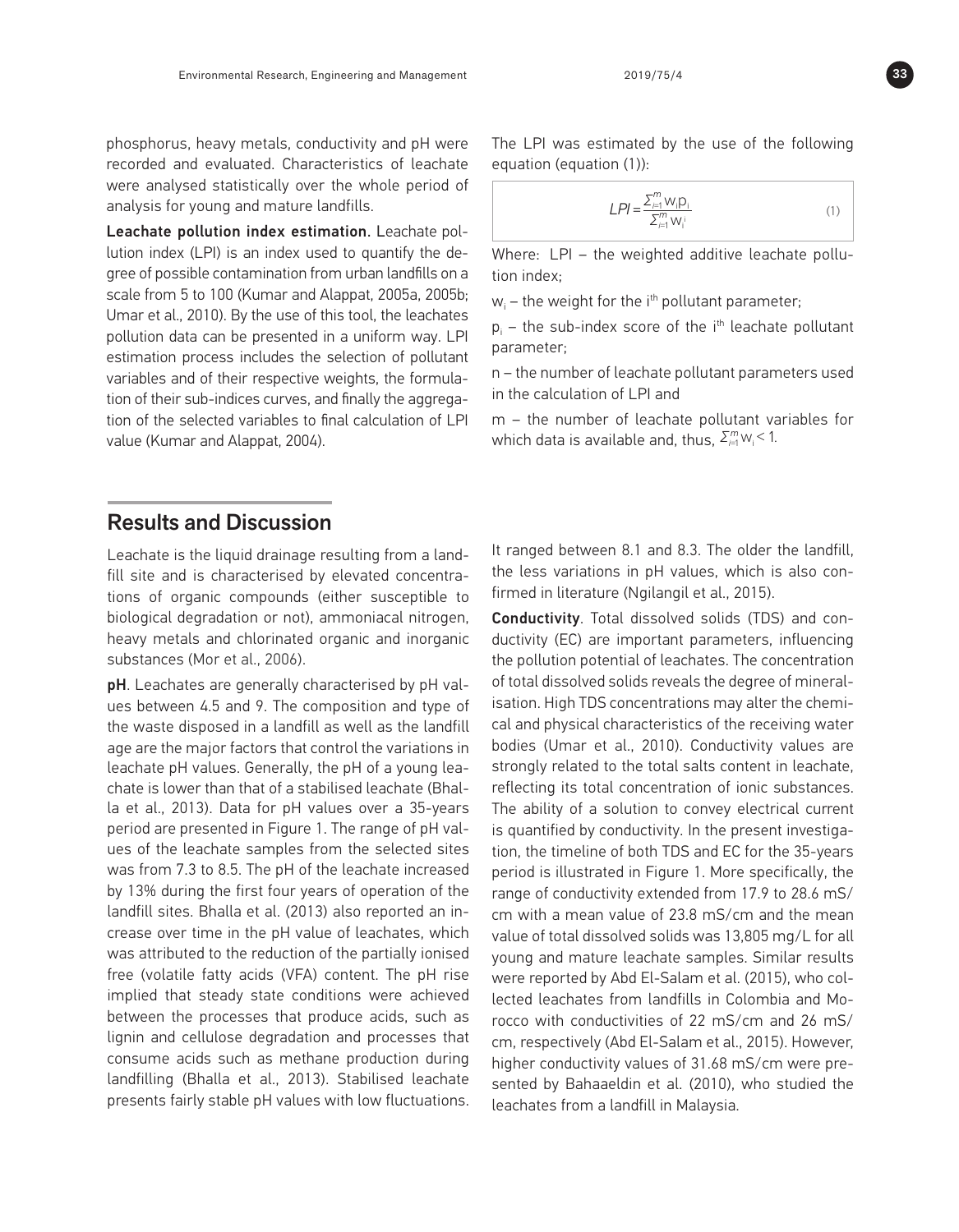phosphorus, heavy metals, conductivity and pH were recorded and evaluated. Characteristics of leachate were analysed statistically over the whole period of analysis for young and mature landfills.

**Leachate pollution index estimation.** Leachate pollution index (LPI) is an index used to quantify the degree of possible contamination from urban landfills on a scale from 5 to 100 (Kumar and Alappat, 2005a, 2005b; Umar et al., 2010). By the use of this tool, the leachates pollution data can be presented in a uniform way. LPI estimation process includes the selection of pollutant variables and of their respective weights, the formulation of their sub-indices curves, and finally the aggregation of the selected variables to final calculation of LPI value (Kumar and Alappat, 2004).

The LPI was estimated by the use of the following equation (equation (1)):

$$LPI = \frac{\sum_{i=1}^{m} w_i p_i}{\sum_{i=1}^{m} w_i} \quad (1)$$

Where: LPI – the weighted additive leachate pollution index;

$w_i$ – the weight for the i[th] pollutant parameter;

$p_i$ – the sub-index score of the i[th] leachate pollutant parameter;

n – the number of leachate pollutant parameters used in the calculation of LPI and

m – the number of leachate pollutant variables for which data is available and, thus, $\sum_{i=1}^{m} w_i < 1$.

## Results and Discussion

Leachate is the liquid drainage resulting from a landfill site and is characterised by elevated concentrations of organic compounds (either susceptible to biological degradation or not), ammoniacal nitrogen, heavy metals and chlorinated organic and inorganic substances (Mor et al., 2006).

**pH**. Leachates are generally characterised by pH values between 4.5 and 9. The composition and type of the waste disposed in a landfill as well as the landfill age are the major factors that control the variations in leachate pH values. Generally, the pH of a young leachate is lower than that of a stabilised leachate (Bhalla et al., 2013). Data for pH values over a 35-years period are presented in Figure 1. The range of pH values of the leachate samples from the selected sites was from 7.3 to 8.5. The pH of the leachate increased by 13% during the first four years of operation of the landfill sites. Bhalla et al. (2013) also reported an increase over time in the pH value of leachates, which was attributed to the reduction of the partially ionised free (volatile fatty acids (VFA) content. The pH rise implied that steady state conditions were achieved between the processes that produce acids, such as lignin and cellulose degradation and processes that consume acids such as methane production during landfilling (Bhalla et al., 2013). Stabilised leachate presents fairly stable pH values with low fluctuations. It ranged between 8.1 and 8.3. The older the landfill, the less variations in pH values, which is also confirmed in literature (Ngilangil et al., 2015).

**Conductivity**. Total dissolved solids (TDS) and conductivity (EC) are important parameters, influencing the pollution potential of leachates. The concentration of total dissolved solids reveals the degree of mineralisation. High TDS concentrations may alter the chemical and physical characteristics of the receiving water bodies (Umar et al., 2010). Conductivity values are strongly related to the total salts content in leachate, reflecting its total concentration of ionic substances. The ability of a solution to convey electrical current is quantified by conductivity. In the present investigation, the timeline of both TDS and EC for the 35-years period is illustrated in Figure 1. More specifically, the range of conductivity extended from 17.9 to 28.6 mS/cm with a mean value of 23.8 mS/cm and the mean value of total dissolved solids was 13,805 mg/L for all young and mature leachate samples. Similar results were reported by Abd El-Salam et al. (2015), who collected leachates from landfills in Colombia and Morocco with conductivities of 22 mS/cm and 26 mS/cm, respectively (Abd El-Salam et al., 2015). However, higher conductivity values of 31.68 mS/cm were presented by Bahaaeldin et al. (2010), who studied the leachates from a landfill in Malaysia.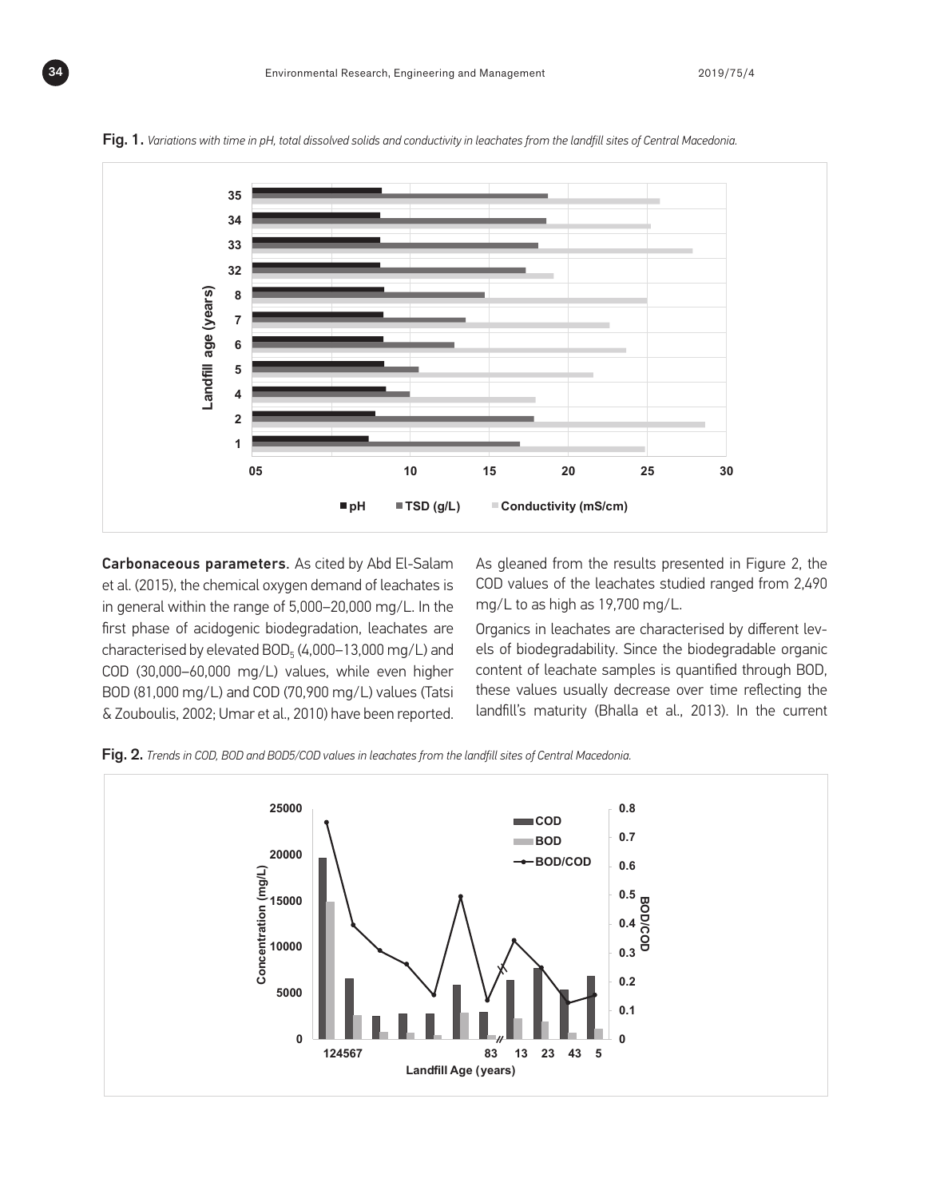Fig. 1. *Variations with time in pH, total dissolved solids and conductivity in leachates from the landfill sites of Central Macedonia.*

**Carbonaceous parameters.** As cited by Abd El-Salam et al. (2015), the chemical oxygen demand of leachates is in general within the range of 5,000–20,000 mg/L. In the first phase of acidogenic biodegradation, leachates are characterised by elevated $BOD_5$ (4,000–13,000 mg/L) and COD (30,000–60,000 mg/L) values, while even higher BOD (81,000 mg/L) and COD (70,900 mg/L) values (Tatsi & Zouboulis, 2002; Umar et al., 2010) have been reported.

As gleaned from the results presented in Figure 2, the COD values of the leachates studied ranged from 2,490 mg/L to as high as 19,700 mg/L.

Organics in leachates are characterised by different levels of biodegradability. Since the biodegradable organic content of leachate samples is quantified through BOD, these values usually decrease over time reflecting the landfill's maturity (Bhalla et al., 2013). In the current

Fig. 2. *Trends in COD, BOD and BOD5/COD values in leachates from the landfill sites of Central Macedonia.*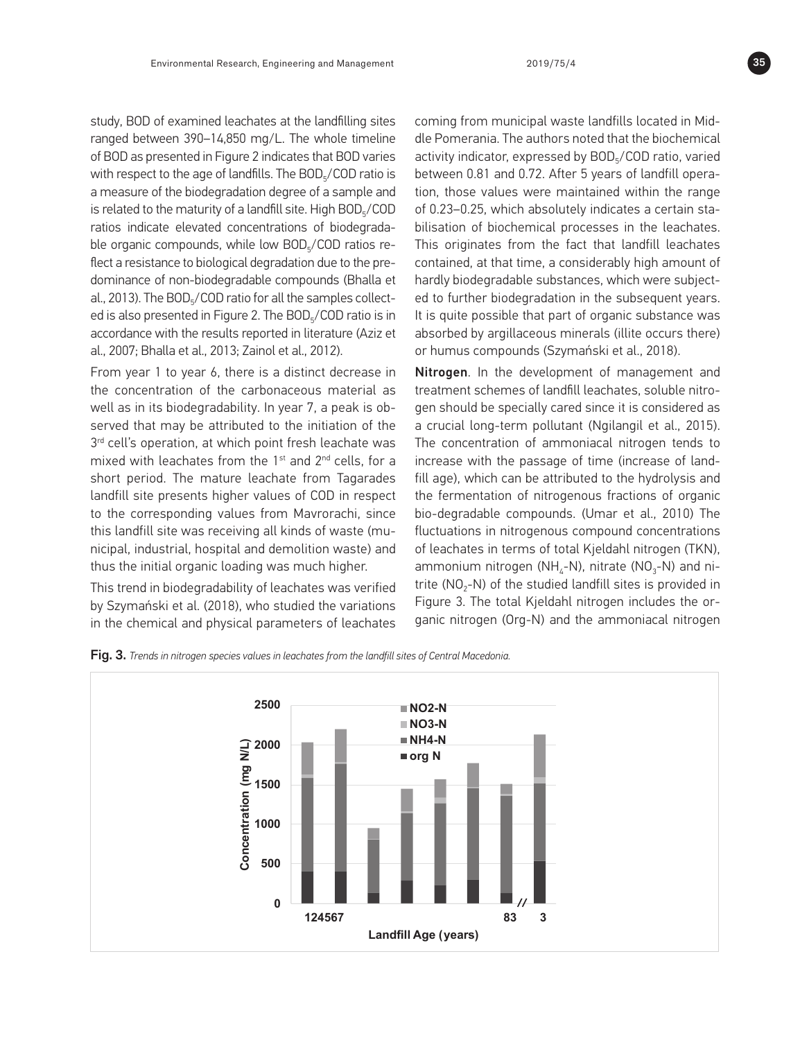study, BOD of examined leachates at the landfilling sites ranged between 390–14,850 mg/L. The whole timeline of BOD as presented in Figure 2 indicates that BOD varies with respect to the age of landfills. The $BOD_5$/COD ratio is a measure of the biodegradation degree of a sample and is related to the maturity of a landfill site. High $BOD_5$/COD ratios indicate elevated concentrations of biodegradable organic compounds, while low $BOD_5$/COD ratios reflect a resistance to biological degradation due to the predominance of non-biodegradable compounds (Bhalla et al., 2013). The $BOD_5$/COD ratio for all the samples collected is also presented in Figure 2. The $BOD_5$/COD ratio is in accordance with the results reported in literature (Aziz et al., 2007; Bhalla et al., 2013; Zainol et al., 2012).

From year 1 to year 6, there is a distinct decrease in the concentration of the carbonaceous material as well as in its biodegradability. In year 7, a peak is observed that may be attributed to the initiation of the 3rd cell's operation, at which point fresh leachate was mixed with leachates from the 1st and 2nd cells, for a short period. The mature leachate from Tagarades landfill site presents higher values of COD in respect to the corresponding values from Mavrorachi, since this landfill site was receiving all kinds of waste (municipal, industrial, hospital and demolition waste) and thus the initial organic loading was much higher.

This trend in biodegradability of leachates was verified by Szymański et al. (2018), who studied the variations in the chemical and physical parameters of leachates coming from municipal waste landfills located in Middle Pomerania. The authors noted that the biochemical activity indicator, expressed by $BOD_5$/COD ratio, varied between 0.81 and 0.72. After 5 years of landfill operation, those values were maintained within the range of 0.23–0.25, which absolutely indicates a certain stabilisation of biochemical processes in the leachates. This originates from the fact that landfill leachates contained, at that time, a considerably high amount of hardly biodegradable substances, which were subjected to further biodegradation in the subsequent years. It is quite possible that part of organic substance was absorbed by argillaceous minerals (illite occurs there) or humus compounds (Szymański et al., 2018).

**Nitrogen**. In the development of management and treatment schemes of landfill leachates, soluble nitrogen should be specially cared since it is considered as a crucial long-term pollutant (Ngilangil et al., 2015). The concentration of ammoniacal nitrogen tends to increase with the passage of time (increase of landfill age), which can be attributed to the hydrolysis and the fermentation of nitrogenous fractions of organic bio-degradable compounds. (Umar et al., 2010) The fluctuations in nitrogenous compound concentrations of leachates in terms of total Kjeldahl nitrogen (TKN), ammonium nitrogen ($NH_4$-N), nitrate ($NO_3$-N) and nitrite ($NO_2$-N) of the studied landfill sites is provided in Figure 3. The total Kjeldahl nitrogen includes the organic nitrogen (Org-N) and the ammoniacal nitrogen

**Fig. 3.** *Trends in nitrogen species values in leachates from the landfill sites of Central Macedonia.*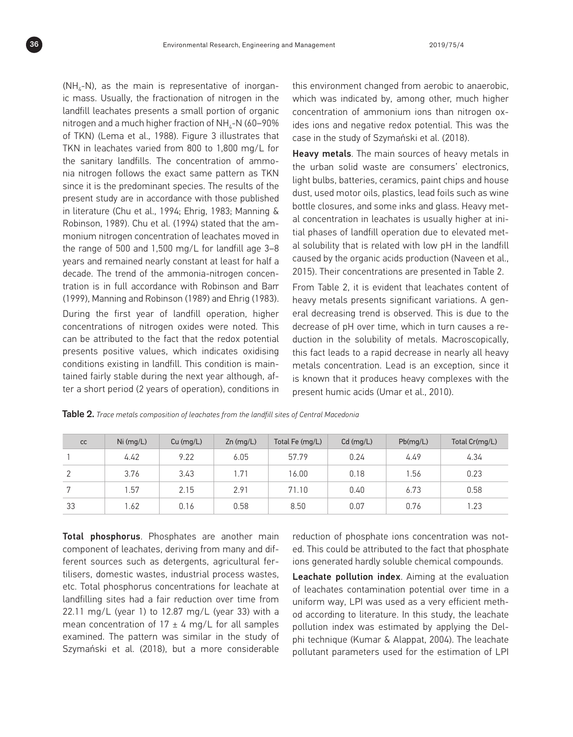($NH_4$-N), as the main is representative of inorganic mass. Usually, the fractionation of nitrogen in the landfill leachates presents a small portion of organic nitrogen and a much higher fraction of $NH_4$-N (60–90% of TKN) (Lema et al., 1988). Figure 3 illustrates that TKN in leachates varied from 800 to 1,800 mg/L for the sanitary landfills. The concentration of ammonia nitrogen follows the exact same pattern as TKN since it is the predominant species. The results of the present study are in accordance with those published in literature (Chu et al., 1994; Ehrig, 1983; Manning & Robinson, 1989). Chu et al. (1994) stated that the ammonium nitrogen concentration of leachates moved in the range of 500 and 1,500 mg/L for landfill age 3–8 years and remained nearly constant at least for half a decade. The trend of the ammonia-nitrogen concentration is in full accordance with Robinson and Barr (1999), Manning and Robinson (1989) and Ehrig (1983).

During the first year of landfill operation, higher concentrations of nitrogen oxides were noted. This can be attributed to the fact that the redox potential presents positive values, which indicates oxidising conditions existing in landfill. This condition is maintained fairly stable during the next year although, after a short period (2 years of operation), conditions in this environment changed from aerobic to anaerobic, which was indicated by, among other, much higher concentration of ammonium ions than nitrogen oxides ions and negative redox potential. This was the case in the study of Szymański et al. (2018).

**Heavy metals**. The main sources of heavy metals in the urban solid waste are consumers' electronics, light bulbs, batteries, ceramics, paint chips and house dust, used motor oils, plastics, lead foils such as wine bottle closures, and some inks and glass. Heavy metal concentration in leachates is usually higher at initial phases of landfill operation due to elevated metal solubility that is related with low pH in the landfill caused by the organic acids production (Naveen et al., 2015). Their concentrations are presented in Table 2.

From Table 2, it is evident that leachates content of heavy metals presents significant variations. A general decreasing trend is observed. This is due to the decrease of pH over time, which in turn causes a reduction in the solubility of metals. Macroscopically, this fact leads to a rapid decrease in nearly all heavy metals concentration. Lead is an exception, since it is known that it produces heavy complexes with the present humic acids (Umar et al., 2010).

**Table 2.** *Trace metals composition of leachates from the landfill sites of Central Macedonia*

| cc | Ni (mg/L) | Cu (mg/L) | Zn (mg/L) | Total Fe (mg/L) | Cd (mg/L) | Pb(mg/L) | Total Cr(mg/L) |
|---|---|---|---|---|---|---|---|
| 1 | 4.42 | 9.22 | 6.05 | 57.79 | 0.24 | 4.49 | 4.34 |
| 2 | 3.76 | 3.43 | 1.71 | 16.00 | 0.18 | 1.56 | 0.23 |
| 7 | 1.57 | 2.15 | 2.91 | 71.10 | 0.40 | 6.73 | 0.58 |
| 33 | 1.62 | 0.16 | 0.58 | 8.50 | 0.07 | 0.76 | 1.23 |

**Total phosphorus**. Phosphates are another main component of leachates, deriving from many and different sources such as detergents, agricultural fertilisers, domestic wastes, industrial process wastes, etc. Total phosphorus concentrations for leachate at landfilling sites had a fair reduction over time from 22.11 mg/L (year 1) to 12.87 mg/L (year 33) with a mean concentration of 17 ± 4 mg/L for all samples examined. The pattern was similar in the study of Szymański et al. (2018), but a more considerable reduction of phosphate ions concentration was noted. This could be attributed to the fact that phosphate ions generated hardly soluble chemical compounds.

**Leachate pollution index**. Aiming at the evaluation of leachates contamination potential over time in a uniform way, LPI was used as a very efficient method according to literature. In this study, the leachate pollution index was estimated by applying the Delphi technique (Kumar & Alappat, 2004). The leachate pollutant parameters used for the estimation of LPI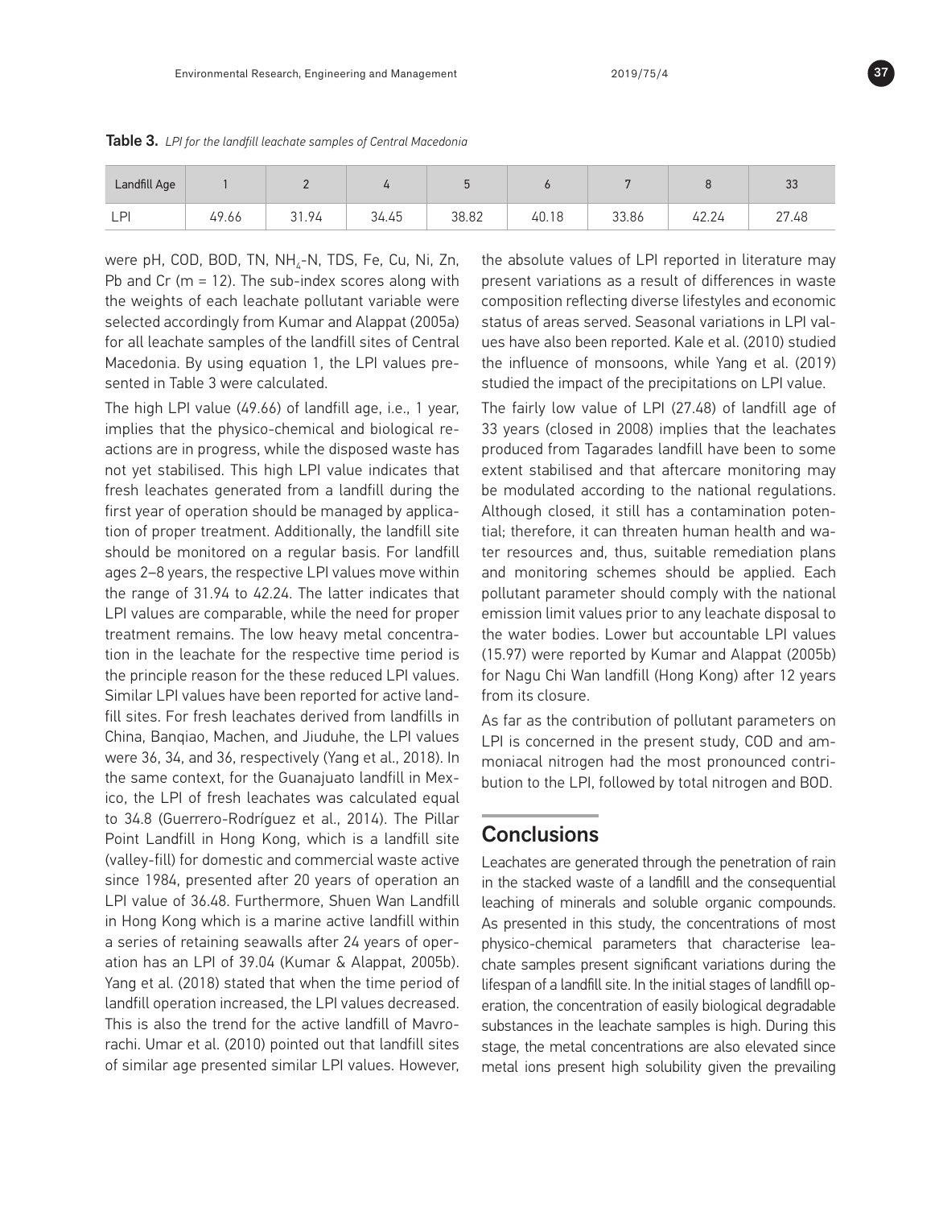**Table 3.** *LPI for the landfill leachate samples of Central Macedonia*

| Landfill Age | 1 | 2 | 4 | 5 | 6 | 7 | 8 | 33 |
|---|---|---|---|---|---|---|---|---|
| LPI | 49.66 | 31.94 | 34.45 | 38.82 | 40.18 | 33.86 | 42.24 | 27.48 |

were pH, COD, BOD, TN, $NH_4$-N, TDS, Fe, Cu, Ni, Zn, Pb and Cr (m = 12). The sub-index scores along with the weights of each leachate pollutant variable were selected accordingly from Kumar and Alappat (2005a) for all leachate samples of the landfill sites of Central Macedonia. By using equation 1, the LPI values presented in Table 3 were calculated.

The high LPI value (49.66) of landfill age, i.e., 1 year, implies that the physico-chemical and biological reactions are in progress, while the disposed waste has not yet stabilised. This high LPI value indicates that fresh leachates generated from a landfill during the first year of operation should be managed by application of proper treatment. Additionally, the landfill site should be monitored on a regular basis. For landfill ages 2–8 years, the respective LPI values move within the range of 31.94 to 42.24. The latter indicates that LPI values are comparable, while the need for proper treatment remains. The low heavy metal concentration in the leachate for the respective time period is the principle reason for the these reduced LPI values. Similar LPI values have been reported for active landfill sites. For fresh leachates derived from landfills in China, Banqiao, Machen, and Jiuduhe, the LPI values were 36, 34, and 36, respectively (Yang et al., 2018). In the same context, for the Guanajuato landfill in Mexico, the LPI of fresh leachates was calculated equal to 34.8 (Guerrero-Rodríguez et al., 2014). The Pillar Point Landfill in Hong Kong, which is a landfill site (valley-fill) for domestic and commercial waste active since 1984, presented after 20 years of operation an LPI value of 36.48. Furthermore, Shuen Wan Landfill in Hong Kong which is a marine active landfill within a series of retaining seawalls after 24 years of operation has an LPI of 39.04 (Kumar & Alappat, 2005b). Yang et al. (2018) stated that when the time period of landfill operation increased, the LPI values decreased. This is also the trend for the active landfill of Mavrorachi. Umar et al. (2010) pointed out that landfill sites of similar age presented similar LPI values. However, the absolute values of LPI reported in literature may present variations as a result of differences in waste composition reflecting diverse lifestyles and economic status of areas served. Seasonal variations in LPI values have also been reported. Kale et al. (2010) studied the influence of monsoons, while Yang et al. (2019) studied the impact of the precipitations on LPI value.

The fairly low value of LPI (27.48) of landfill age of 33 years (closed in 2008) implies that the leachates produced from Tagarades landfill have been to some extent stabilised and that aftercare monitoring may be modulated according to the national regulations. Although closed, it still has a contamination potential; therefore, it can threaten human health and water resources and, thus, suitable remediation plans and monitoring schemes should be applied. Each pollutant parameter should comply with the national emission limit values prior to any leachate disposal to the water bodies. Lower but accountable LPI values (15.97) were reported by Kumar and Alappat (2005b) for Nagu Chi Wan landfill (Hong Kong) after 12 years from its closure.

As far as the contribution of pollutant parameters on LPI is concerned in the present study, COD and ammoniacal nitrogen had the most pronounced contribution to the LPI, followed by total nitrogen and BOD.

## Conclusions

Leachates are generated through the penetration of rain in the stacked waste of a landfill and the consequential leaching of minerals and soluble organic compounds. As presented in this study, the concentrations of most physico-chemical parameters that characterise leachate samples present significant variations during the lifespan of a landfill site. In the initial stages of landfill operation, the concentration of easily biological degradable substances in the leachate samples is high. During this stage, the metal concentrations are also elevated since metal ions present high solubility given the prevailing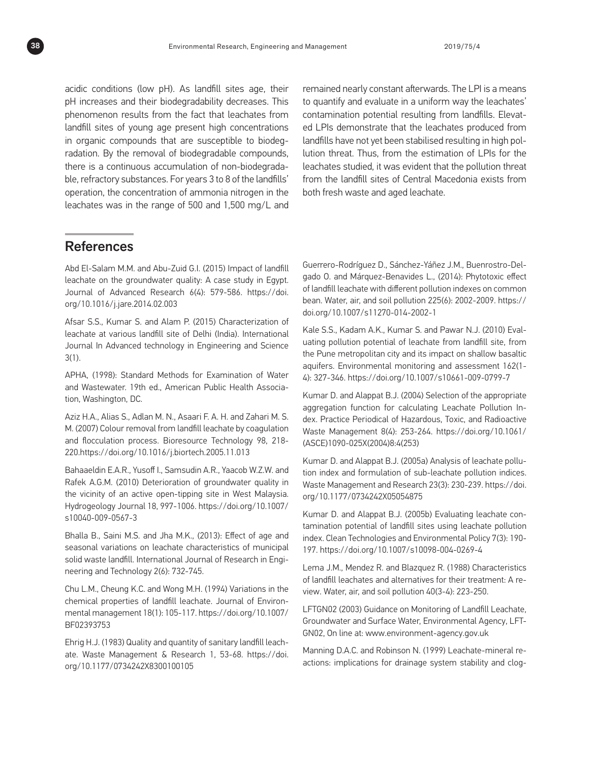acidic conditions (low pH). As landfill sites age, their pH increases and their biodegradability decreases. This phenomenon results from the fact that leachates from landfill sites of young age present high concentrations in organic compounds that are susceptible to biodegradation. By the removal of biodegradable compounds, there is a continuous accumulation of non-biodegradable, refractory substances. For years 3 to 8 of the landfills' operation, the concentration of ammonia nitrogen in the leachates was in the range of 500 and 1,500 mg/L and remained nearly constant afterwards. The LPI is a means to quantify and evaluate in a uniform way the leachates' contamination potential resulting from landfills. Elevated LPIs demonstrate that the leachates produced from landfills have not yet been stabilised resulting in high pollution threat. Thus, from the estimation of LPIs for the leachates studied, it was evident that the pollution threat from the landfill sites of Central Macedonia exists from both fresh waste and aged leachate.

## References

Abd El-Salam M.M. and Abu-Zuid G.I. (2015) Impact of landfill leachate on the groundwater quality: A case study in Egypt. Journal of Advanced Research 6(4): 579-586. https://doi.org/10.1016/j.jare.2014.02.003

Afsar S.S., Kumar S. and Alam P. (2015) Characterization of leachate at various landfill site of Delhi (India). International Journal In Advanced technology in Engineering and Science 3(1).

APHA, (1998): Standard Methods for Examination of Water and Wastewater. 19th ed., American Public Health Association, Washington, DC.

Aziz H.A., Alias S., Adlan M. N., Asaari F. A. H. and Zahari M. S. M. (2007) Colour removal from landfill leachate by coagulation and flocculation process. Bioresource Technology 98, 218-220.https://doi.org/10.1016/j.biortech.2005.11.013

Bahaaeldin E.A.R., Yusoff I., Samsudin A.R., Yaacob W.Z.W. and Rafek A.G.M. (2010) Deterioration of groundwater quality in the vicinity of an active open-tipping site in West Malaysia. Hydrogeology Journal 18, 997-1006. https://doi.org/10.1007/s10040-009-0567-3

Bhalla B., Saini M.S. and Jha M.K., (2013): Effect of age and seasonal variations on leachate characteristics of municipal solid waste landfill. International Journal of Research in Engineering and Technology 2(6): 732-745.

Chu L.M., Cheung K.C. and Wong M.H. (1994) Variations in the chemical properties of landfill leachate. Journal of Environmental management 18(1): 105-117. https://doi.org/10.1007/BF02393753

Ehrig H.J. (1983) Quality and quantity of sanitary landfill leachate. Waste Management & Research 1, 53-68. https://doi.org/10.1177/0734242X8300100105

Guerrero-Rodríguez D., Sánchez-Yáñez J.M., Buenrostro-Delgado O. and Márquez-Benavides L., (2014): Phytotoxic effect of landfill leachate with different pollution indexes on common bean. Water, air, and soil pollution 225(6): 2002-2009. https://doi.org/10.1007/s11270-014-2002-1

Kale S.S., Kadam A.K., Kumar S. and Pawar N.J. (2010) Evaluating pollution potential of leachate from landfill site, from the Pune metropolitan city and its impact on shallow basaltic aquifers. Environmental monitoring and assessment 162(1-4): 327-346. https://doi.org/10.1007/s10661-009-0799-7

Kumar D. and Alappat B.J. (2004) Selection of the appropriate aggregation function for calculating Leachate Pollution Index. Practice Periodical of Hazardous, Toxic, and Radioactive Waste Management 8(4): 253-264. https://doi.org/10.1061/(ASCE)1090-025X(2004)8:4(253)

Kumar D. and Alappat B.J. (2005a) Analysis of leachate pollution index and formulation of sub-leachate pollution indices. Waste Management and Research 23(3): 230-239. https://doi.org/10.1177/0734242X05054875

Kumar D. and Alappat B.J. (2005b) Evaluating leachate contamination potential of landfill sites using leachate pollution index. Clean Technologies and Environmental Policy 7(3): 190-197. https://doi.org/10.1007/s10098-004-0269-4

Lema J.M., Mendez R. and Blazquez R. (1988) Characteristics of landfill leachates and alternatives for their treatment: A review. Water, air, and soil pollution 40(3-4): 223-250.

LFTGN02 (2003) Guidance on Monitoring of Landfill Leachate, Groundwater and Surface Water, Environmental Agency, LFTGN02, On line at: www.environment-agency.gov.uk

Manning D.A.C. and Robinson N. (1999) Leachate-mineral reactions: implications for drainage system stability and clog-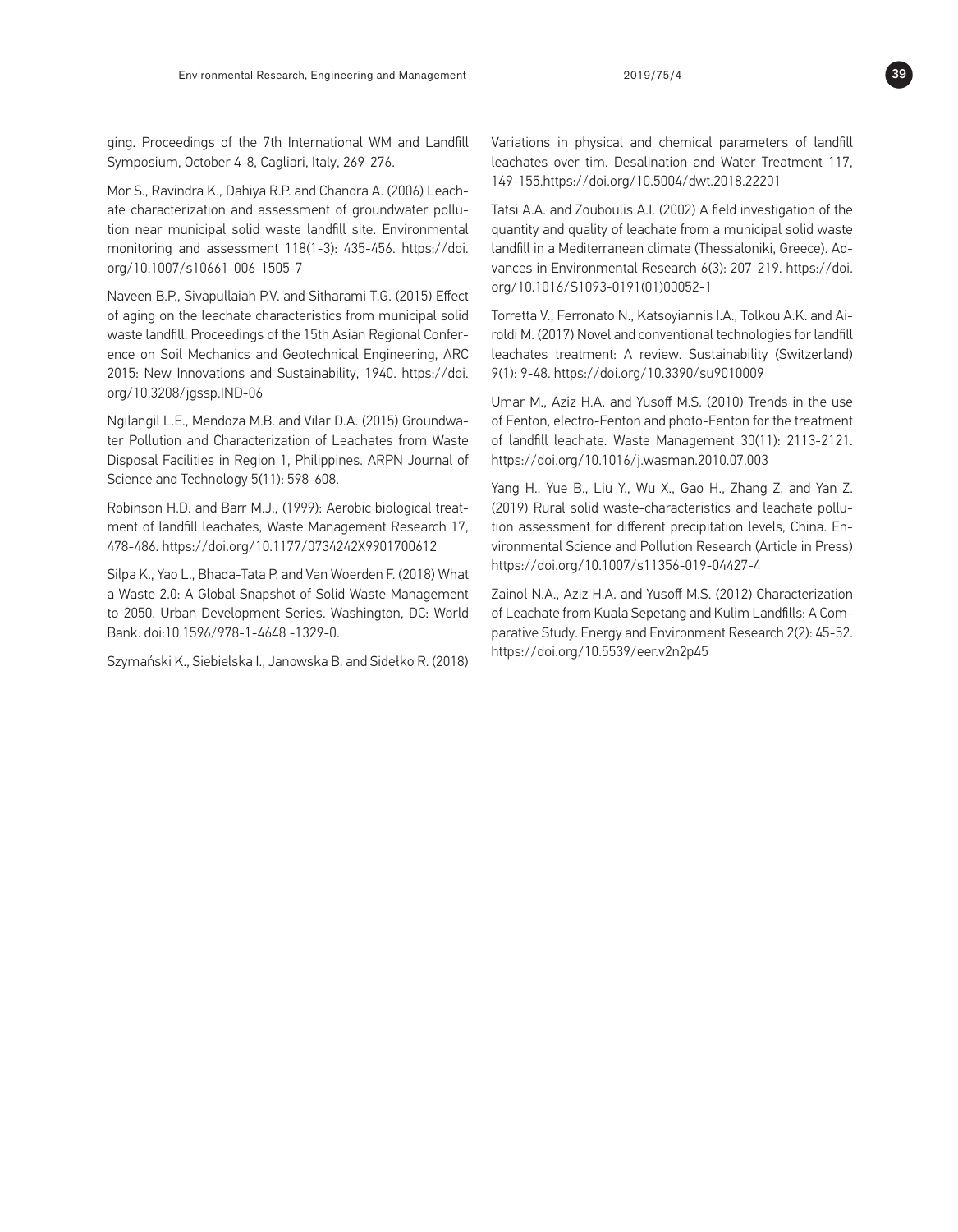ging. Proceedings of the 7th International WM and Landfill Symposium, October 4-8, Cagliari, Italy, 269-276.

Mor S., Ravindra K., Dahiya R.P. and Chandra A. (2006) Leachate characterization and assessment of groundwater pollution near municipal solid waste landfill site. Environmental monitoring and assessment 118(1-3): 435-456. https://doi.org/10.1007/s10661-006-1505-7

Naveen B.P., Sivapullaiah P.V. and Sitharami T.G. (2015) Effect of aging on the leachate characteristics from municipal solid waste landfill. Proceedings of the 15th Asian Regional Conference on Soil Mechanics and Geotechnical Engineering, ARC 2015: New Innovations and Sustainability, 1940. https://doi.org/10.3208/jgssp.IND-06

Ngilangil L.E., Mendoza M.B. and Vilar D.A. (2015) Groundwater Pollution and Characterization of Leachates from Waste Disposal Facilities in Region 1, Philippines. ARPN Journal of Science and Technology 5(11): 598-608.

Robinson H.D. and Barr M.J., (1999): Aerobic biological treatment of landfill leachates, Waste Management Research 17, 478-486. https://doi.org/10.1177/0734242X9901700612

Silpa K., Yao L., Bhada-Tata P. and Van Woerden F. (2018) What a Waste 2.0: A Global Snapshot of Solid Waste Management to 2050. Urban Development Series. Washington, DC: World Bank. doi:10.1596/978-1-4648 -1329-0.

Szymański K., Siebielska I., Janowska B. and Sidełko R. (2018) Variations in physical and chemical parameters of landfill leachates over tim. Desalination and Water Treatment 117, 149-155.https://doi.org/10.5004/dwt.2018.22201

Tatsi A.A. and Zouboulis A.I. (2002) A field investigation of the quantity and quality of leachate from a municipal solid waste landfill in a Mediterranean climate (Thessaloniki, Greece). Advances in Environmental Research 6(3): 207-219. https://doi.org/10.1016/S1093-0191(01)00052-1

Torretta V., Ferronato N., Katsoyiannis I.A., Tolkou A.K. and Airoldi M. (2017) Novel and conventional technologies for landfill leachates treatment: A review. Sustainability (Switzerland) 9(1): 9-48. https://doi.org/10.3390/su9010009

Umar M., Aziz H.A. and Yusoff M.S. (2010) Trends in the use of Fenton, electro-Fenton and photo-Fenton for the treatment of landfill leachate. Waste Management 30(11): 2113-2121. https://doi.org/10.1016/j.wasman.2010.07.003

Yang H., Yue B., Liu Y., Wu X., Gao H., Zhang Z. and Yan Z. (2019) Rural solid waste-characteristics and leachate pollution assessment for different precipitation levels, China. Environmental Science and Pollution Research (Article in Press) https://doi.org/10.1007/s11356-019-04427-4

Zainol N.A., Aziz H.A. and Yusoff M.S. (2012) Characterization of Leachate from Kuala Sepetang and Kulim Landfills: A Comparative Study. Energy and Environment Research 2(2): 45-52. https://doi.org/10.5539/eer.v2n2p45